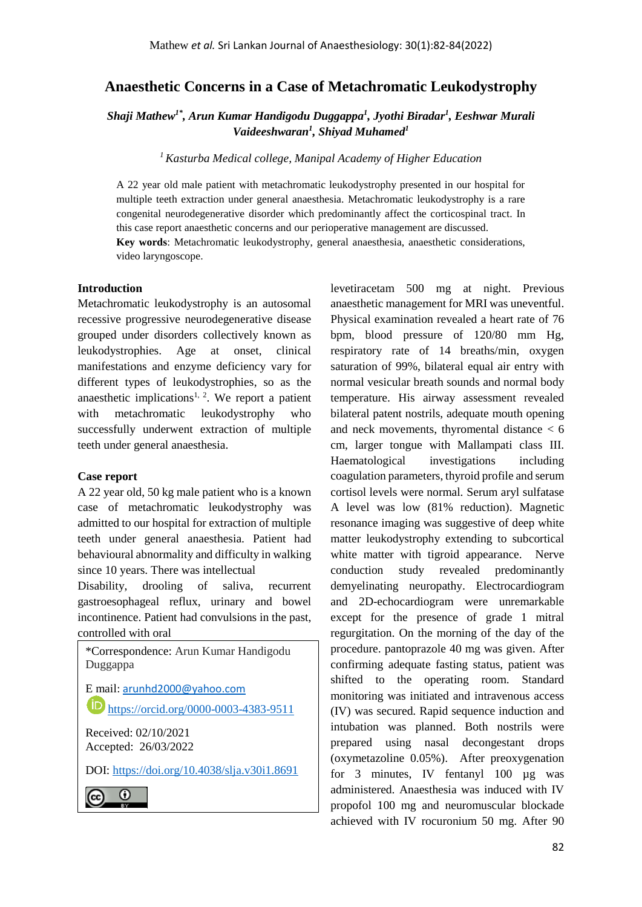# Anaesthetic Concerns in a Case of Metachromatic Leukodystrophy

***Shaji Mathew[1*], Arun Kumar Handigodu Duggappa[1], Jyothi Biradar[1], Eeshwar Murali Vaideeshwaran[1], Shiyad Muhamed[1]***

*[1] Kasturba Medical college, Manipal Academy of Higher Education*

A 22 year old male patient with metachromatic leukodystrophy presented in our hospital for multiple teeth extraction under general anaesthesia. Metachromatic leukodystrophy is a rare congenital neurodegenerative disorder which predominantly affect the corticospinal tract. In this case report anaesthetic concerns and our perioperative management are discussed.

**Key words**: Metachromatic leukodystrophy, general anaesthesia, anaesthetic considerations, video laryngoscope.

## Introduction

Metachromatic leukodystrophy is an autosomal recessive progressive neurodegenerative disease grouped under disorders collectively known as leukodystrophies. Age at onset, clinical manifestations and enzyme deficiency vary for different types of leukodystrophies, so as the anaesthetic implications[1, 2]. We report a patient with metachromatic leukodystrophy who successfully underwent extraction of multiple teeth under general anaesthesia.

## Case report

A 22 year old, 50 kg male patient who is a known case of metachromatic leukodystrophy was admitted to our hospital for extraction of multiple teeth under general anaesthesia. Patient had behavioural abnormality and difficulty in walking since 10 years. There was intellectual Disability, drooling of saliva, recurrent gastroesophageal reflux, urinary and bowel incontinence. Patient had convulsions in the past, controlled with oral levetiracetam 500 mg at night. Previous anaesthetic management for MRI was uneventful. Physical examination revealed a heart rate of 76 bpm, blood pressure of 120/80 mm Hg, respiratory rate of 14 breaths/min, oxygen saturation of 99%, bilateral equal air entry with normal vesicular breath sounds and normal body temperature. His airway assessment revealed bilateral patent nostrils, adequate mouth opening and neck movements, thyromental distance < 6 cm, larger tongue with Mallampati class III. Haematological investigations including coagulation parameters, thyroid profile and serum cortisol levels were normal. Serum aryl sulfatase A level was low (81% reduction). Magnetic resonance imaging was suggestive of deep white matter leukodystrophy extending to subcortical white matter with tigroid appearance. Nerve conduction study revealed predominantly demyelinating neuropathy. Electrocardiogram and 2D-echocardiogram were unremarkable except for the presence of grade 1 mitral regurgitation. On the morning of the day of the procedure. pantoprazole 40 mg was given. After confirming adequate fasting status, patient was shifted to the operating room. Standard monitoring was initiated and intravenous access (IV) was secured. Rapid sequence induction and intubation was planned. Both nostrils were prepared using nasal decongestant drops (oxymetazoline 0.05%). After preoxygenation for 3 minutes, IV fentanyl 100 µg was administered. Anaesthesia was induced with IV propofol 100 mg and neuromuscular blockade achieved with IV rocuronium 50 mg. After 90

*Correspondence: Arun Kumar Handigodu Duggappa

E mail: arunhd2000@yahoo.com

https://orcid.org/0000-0003-4383-9511

Received: 02/10/2021
Accepted: 26/03/2022

DOI: https://doi.org/10.4038/slja.v30i1.8691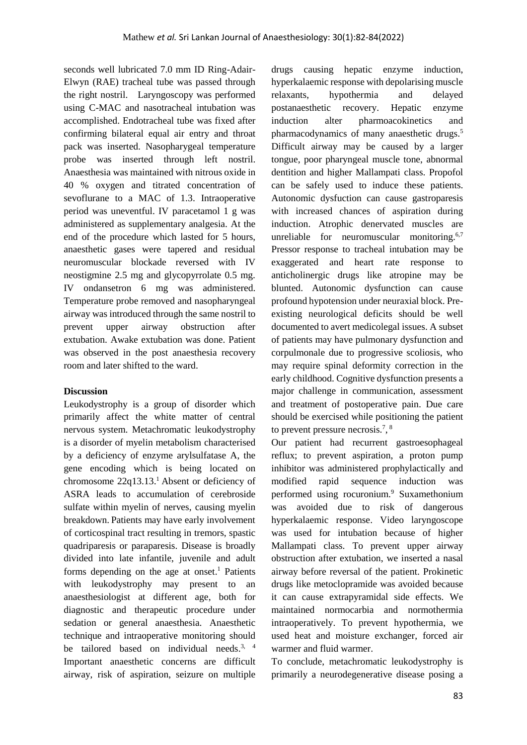seconds well lubricated 7.0 mm ID Ring-Adair-Elwyn (RAE) tracheal tube was passed through the right nostril. Laryngoscopy was performed using C-MAC and nasotracheal intubation was accomplished. Endotracheal tube was fixed after confirming bilateral equal air entry and throat pack was inserted. Nasopharygeal temperature probe was inserted through left nostril. Anaesthesia was maintained with nitrous oxide in 40 % oxygen and titrated concentration of sevoflurane to a MAC of 1.3. Intraoperative period was uneventful. IV paracetamol 1 g was administered as supplementary analgesia. At the end of the procedure which lasted for 5 hours, anaesthetic gases were tapered and residual neuromuscular blockade reversed with IV neostigmine 2.5 mg and glycopyrrolate 0.5 mg. IV ondansetron 6 mg was administered. Temperature probe removed and nasopharyngeal airway was introduced through the same nostril to prevent upper airway obstruction after extubation. Awake extubation was done. Patient was observed in the post anaesthesia recovery room and later shifted to the ward.

**Discussion**

Leukodystrophy is a group of disorder which primarily affect the white matter of central nervous system. Metachromatic leukodystrophy is a disorder of myelin metabolism characterised by a deficiency of enzyme arylsulfatase A, the gene encoding which is being located on chromosome 22q13.13.[1] Absent or deficiency of ASRA leads to accumulation of cerebroside sulfate within myelin of nerves, causing myelin breakdown. Patients may have early involvement of corticospinal tract resulting in tremors, spastic quadriparesis or paraparesis. Disease is broadly divided into late infantile, juvenile and adult forms depending on the age at onset.[1] Patients with leukodystrophy may present to an anaesthesiologist at different age, both for diagnostic and therapeutic procedure under sedation or general anaesthesia. Anaesthetic technique and intraoperative monitoring should be tailored based on individual needs.[3, 4] Important anaesthetic concerns are difficult airway, risk of aspiration, seizure on multiple drugs causing hepatic enzyme induction, hyperkalaemic response with depolarising muscle relaxants, hypothermia and delayed postanaesthetic recovery. Hepatic enzyme induction alter pharmoacokinetics and pharmacodynamics of many anaesthetic drugs.[5] Difficult airway may be caused by a larger tongue, poor pharyngeal muscle tone, abnormal dentition and higher Mallampati class. Propofol can be safely used to induce these patients. Autonomic dysfuction can cause gastroparesis with increased chances of aspiration during induction. Atrophic denervated muscles are unreliable for neuromuscular monitoring.[6,7] Pressor response to tracheal intubation may be exaggerated and heart rate response to anticholinergic drugs like atropine may be blunted. Autonomic dysfunction can cause profound hypotension under neuraxial block. Pre-existing neurological deficits should be well documented to avert medicolegal issues. A subset of patients may have pulmonary dysfunction and corpulmonale due to progressive scoliosis, who may require spinal deformity correction in the early childhood. Cognitive dysfunction presents a major challenge in communication, assessment and treatment of postoperative pain. Due care should be exercised while positioning the patient to prevent pressure necrosis.[7, 8]

Our patient had recurrent gastroesophageal reflux; to prevent aspiration, a proton pump inhibitor was administered prophylactically and modified rapid sequence induction was performed using rocuronium.[9] Suxamethonium was avoided due to risk of dangerous hyperkalaemic response. Video laryngoscope was used for intubation because of higher Mallampati class. To prevent upper airway obstruction after extubation, we inserted a nasal airway before reversal of the patient. Prokinetic drugs like metoclopramide was avoided because it can cause extrapyramidal side effects. We maintained normocarbia and normothermia intraoperatively. To prevent hypothermia, we used heat and moisture exchanger, forced air warmer and fluid warmer.

To conclude, metachromatic leukodystrophy is primarily a neurodegenerative disease posing a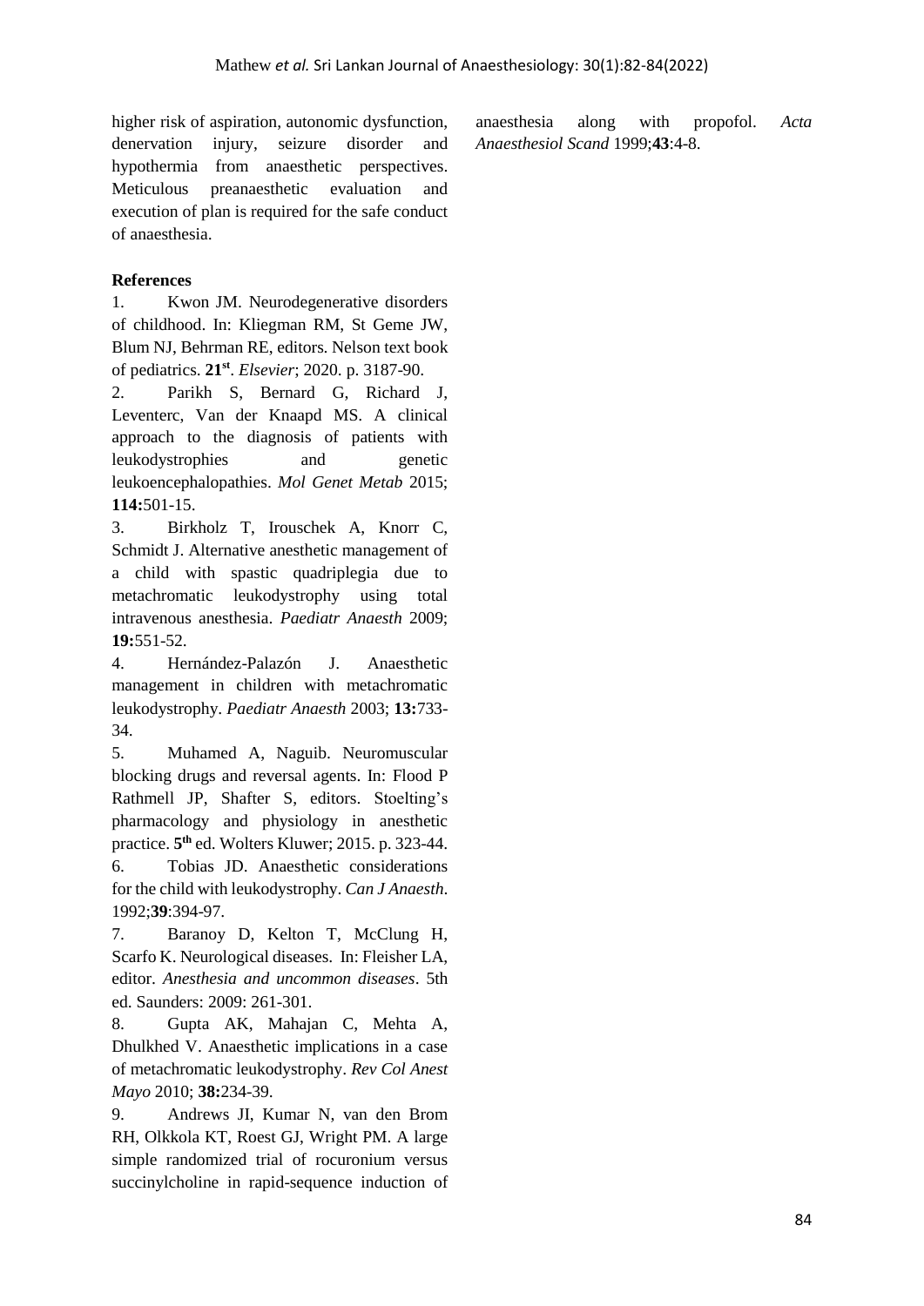higher risk of aspiration, autonomic dysfunction, denervation injury, seizure disorder and hypothermia from anaesthetic perspectives. Meticulous preanaesthetic evaluation and execution of plan is required for the safe conduct of anaesthesia.

**References**

1. Kwon JM. Neurodegenerative disorders of childhood. In: Kliegman RM, St Geme JW, Blum NJ, Behrman RE, editors. Nelson text book of pediatrics. **21st**. *Elsevier*; 2020. p. 3187-90.
2. Parikh S, Bernard G, Richard J, Leventerc, Van der Knaapd MS. A clinical approach to the diagnosis of patients with leukodystrophies and genetic leukoencephalopathies. *Mol Genet Metab* 2015; **114:**501-15.
3. Birkholz T, Irouschek A, Knorr C, Schmidt J. Alternative anesthetic management of a child with spastic quadriplegia due to metachromatic leukodystrophy using total intravenous anesthesia. *Paediatr Anaesth* 2009; **19:**551-52.
4. Hernández-Palazón J. Anaesthetic management in children with metachromatic leukodystrophy. *Paediatr Anaesth* 2003; **13:**733-34.
5. Muhamed A, Naguib. Neuromuscular blocking drugs and reversal agents. In: Flood P Rathmell JP, Shafter S, editors. Stoelting's pharmacology and physiology in anesthetic practice. **5th** ed. Wolters Kluwer; 2015. p. 323-44.
6. Tobias JD. Anaesthetic considerations for the child with leukodystrophy. *Can J Anaesth*. 1992;**39**:394-97.
7. Baranoy D, Kelton T, McClung H, Scarfo K. Neurological diseases. In: Fleisher LA, editor. *Anesthesia and uncommon diseases*. 5th ed. Saunders: 2009: 261-301.
8. Gupta AK, Mahajan C, Mehta A, Dhulkhed V. Anaesthetic implications in a case of metachromatic leukodystrophy. *Rev Col Anest Mayo* 2010; **38:**234-39.
9. Andrews JI, Kumar N, van den Brom RH, Olkkola KT, Roest GJ, Wright PM. A large simple randomized trial of rocuronium versus succinylcholine in rapid-sequence induction of anaesthesia along with propofol. *Acta Anaesthesiol Scand* 1999;**43**:4-8.